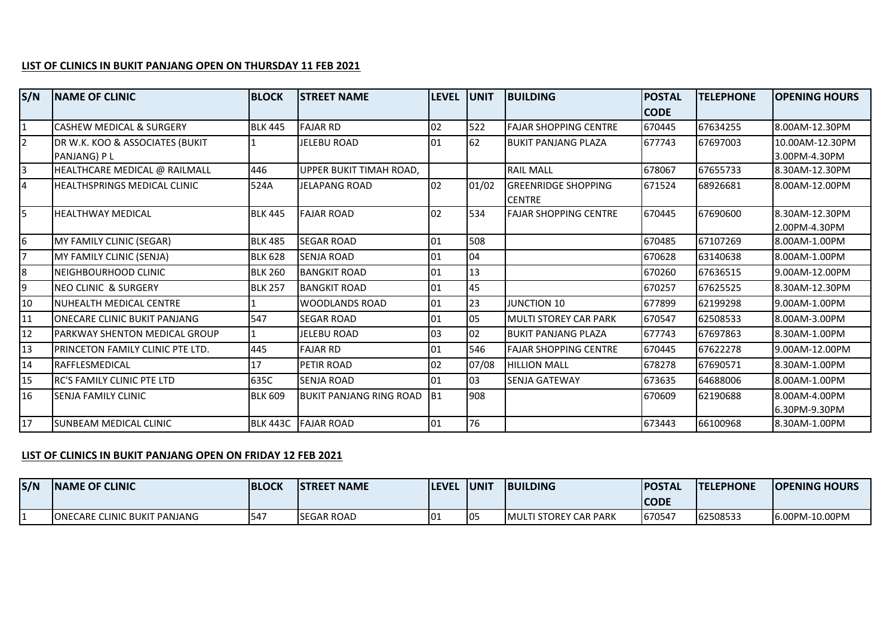**LIST OF CLINICS IN BUKIT PANJANG OPEN ON THURSDAY 11 FEB 2021**

| S/N | NAME OF CLINIC | BLOCK | STREET NAME | LEVEL | UNIT | BUILDING | POSTAL CODE | TELEPHONE | OPENING HOURS |
|---|---|---|---|---|---|---|---|---|---|
| 1 | CASHEW MEDICAL & SURGERY | BLK 445 | FAJAR RD | 02 | 522 | FAJAR SHOPPING CENTRE | 670445 | 67634255 | 8.00AM-12.30PM |
| 2 | DR W.K. KOO & ASSOCIATES (BUKIT PANJANG) P L | 1 | JELEBU ROAD | 01 | 62 | BUKIT PANJANG PLAZA | 677743 | 67697003 | 10.00AM-12.30PM 3.00PM-4.30PM |
| 3 | HEALTHCARE MEDICAL @ RAILMALL | 446 | UPPER BUKIT TIMAH ROAD, | | | RAIL MALL | 678067 | 67655733 | 8.30AM-12.30PM |
| 4 | HEALTHSPRINGS MEDICAL CLINIC | 524A | JELAPANG ROAD | 02 | 01/02 | GREENRIDGE SHOPPING CENTRE | 671524 | 68926681 | 8.00AM-12.00PM |
| 5 | HEALTHWAY MEDICAL | BLK 445 | FAJAR ROAD | 02 | 534 | FAJAR SHOPPING CENTRE | 670445 | 67690600 | 8.30AM-12.30PM 2.00PM-4.30PM |
| 6 | MY FAMILY CLINIC (SEGAR) | BLK 485 | SEGAR ROAD | 01 | 508 | | 670485 | 67107269 | 8.00AM-1.00PM |
| 7 | MY FAMILY CLINIC (SENJA) | BLK 628 | SENJA ROAD | 01 | 04 | | 670628 | 63140638 | 8.00AM-1.00PM |
| 8 | NEIGHBOURHOOD CLINIC | BLK 260 | BANGKIT ROAD | 01 | 13 | | 670260 | 67636515 | 9.00AM-12.00PM |
| 9 | NEO CLINIC & SURGERY | BLK 257 | BANGKIT ROAD | 01 | 45 | | 670257 | 67625525 | 8.30AM-12.30PM |
| 10 | NUHEALTH MEDICAL CENTRE | 1 | WOODLANDS ROAD | 01 | 23 | JUNCTION 10 | 677899 | 62199298 | 9.00AM-1.00PM |
| 11 | ONECARE CLINIC BUKIT PANJANG | 547 | SEGAR ROAD | 01 | 05 | MULTI STOREY CAR PARK | 670547 | 62508533 | 8.00AM-3.00PM |
| 12 | PARKWAY SHENTON MEDICAL GROUP | 1 | JELEBU ROAD | 03 | 02 | BUKIT PANJANG PLAZA | 677743 | 67697863 | 8.30AM-1.00PM |
| 13 | PRINCETON FAMILY CLINIC PTE LTD. | 445 | FAJAR RD | 01 | 546 | FAJAR SHOPPING CENTRE | 670445 | 67622278 | 9.00AM-12.00PM |
| 14 | RAFFLESMEDICAL | 17 | PETIR ROAD | 02 | 07/08 | HILLION MALL | 678278 | 67690571 | 8.30AM-1.00PM |
| 15 | RC'S FAMILY CLINIC PTE LTD | 635C | SENJA ROAD | 01 | 03 | SENJA GATEWAY | 673635 | 64688006 | 8.00AM-1.00PM |
| 16 | SENJA FAMILY CLINIC | BLK 609 | BUKIT PANJANG RING ROAD | B1 | 908 | | 670609 | 62190688 | 8.00AM-4.00PM 6.30PM-9.30PM |
| 17 | SUNBEAM MEDICAL CLINIC | BLK 443C | FAJAR ROAD | 01 | 76 | | 673443 | 66100968 | 8.30AM-1.00PM |

**LIST OF CLINICS IN BUKIT PANJANG OPEN ON FRIDAY 12 FEB 2021**

| S/N | NAME OF CLINIC | BLOCK | STREET NAME | LEVEL | UNIT | BUILDING | POSTAL CODE | TELEPHONE | OPENING HOURS |
|---|---|---|---|---|---|---|---|---|---|
| 1 | ONECARE CLINIC BUKIT PANJANG | 547 | SEGAR ROAD | 01 | 05 | MULTI STOREY CAR PARK | 670547 | 62508533 | 6.00PM-10.00PM |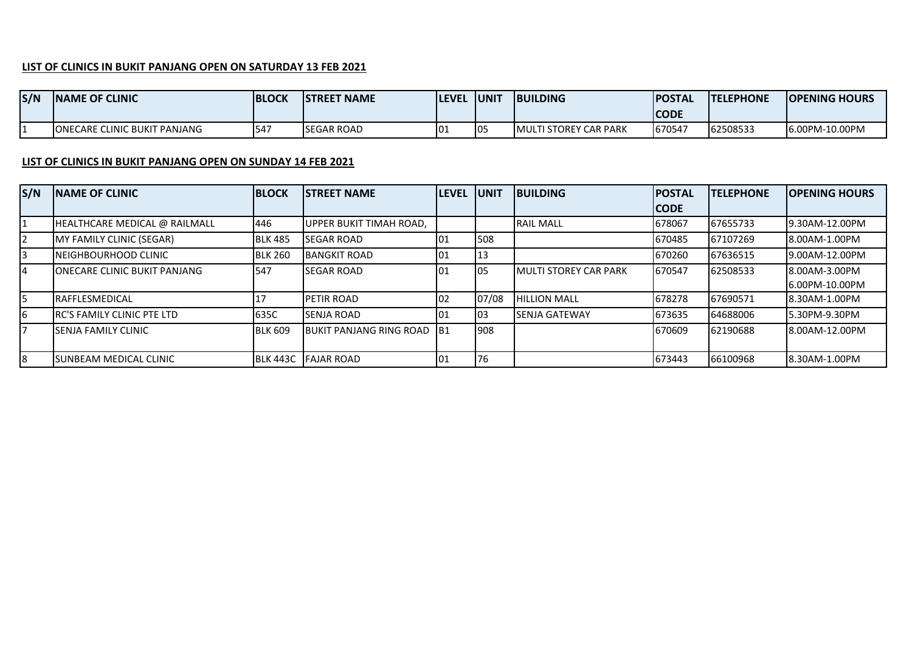**LIST OF CLINICS IN BUKIT PANJANG OPEN ON SATURDAY 13 FEB 2021**

| S/N | NAME OF CLINIC | BLOCK | STREET NAME | LEVEL | UNIT | BUILDING | POSTAL CODE | TELEPHONE | OPENING HOURS |
|---|---|---|---|---|---|---|---|---|---|
| 1 | ONECARE CLINIC BUKIT PANJANG | 547 | SEGAR ROAD | 01 | 05 | MULTI STOREY CAR PARK | 670547 | 62508533 | 6.00PM-10.00PM |

**LIST OF CLINICS IN BUKIT PANJANG OPEN ON SUNDAY 14 FEB 2021**

| S/N | NAME OF CLINIC | BLOCK | STREET NAME | LEVEL | UNIT | BUILDING | POSTAL CODE | TELEPHONE | OPENING HOURS |
|---|---|---|---|---|---|---|---|---|---|
| 1 | HEALTHCARE MEDICAL @ RAILMALL | 446 | UPPER BUKIT TIMAH ROAD, | | | RAIL MALL | 678067 | 67655733 | 9.30AM-12.00PM |
| 2 | MY FAMILY CLINIC (SEGAR) | BLK 485 | SEGAR ROAD | 01 | 508 | | 670485 | 67107269 | 8.00AM-1.00PM |
| 3 | NEIGHBOURHOOD CLINIC | BLK 260 | BANGKIT ROAD | 01 | 13 | | 670260 | 67636515 | 9.00AM-12.00PM |
| 4 | ONECARE CLINIC BUKIT PANJANG | 547 | SEGAR ROAD | 01 | 05 | MULTI STOREY CAR PARK | 670547 | 62508533 | 8.00AM-3.00PM 6.00PM-10.00PM |
| 5 | RAFFLESMEDICAL | 17 | PETIR ROAD | 02 | 07/08 | HILLION MALL | 678278 | 67690571 | 8.30AM-1.00PM |
| 6 | RC'S FAMILY CLINIC PTE LTD | 635C | SENJA ROAD | 01 | 03 | SENJA GATEWAY | 673635 | 64688006 | 5.30PM-9.30PM |
| 7 | SENJA FAMILY CLINIC | BLK 609 | BUKIT PANJANG RING ROAD | B1 | 908 | | 670609 | 62190688 | 8.00AM-12.00PM |
| 8 | SUNBEAM MEDICAL CLINIC | BLK 443C | FAJAR ROAD | 01 | 76 | | 673443 | 66100968 | 8.30AM-1.00PM |